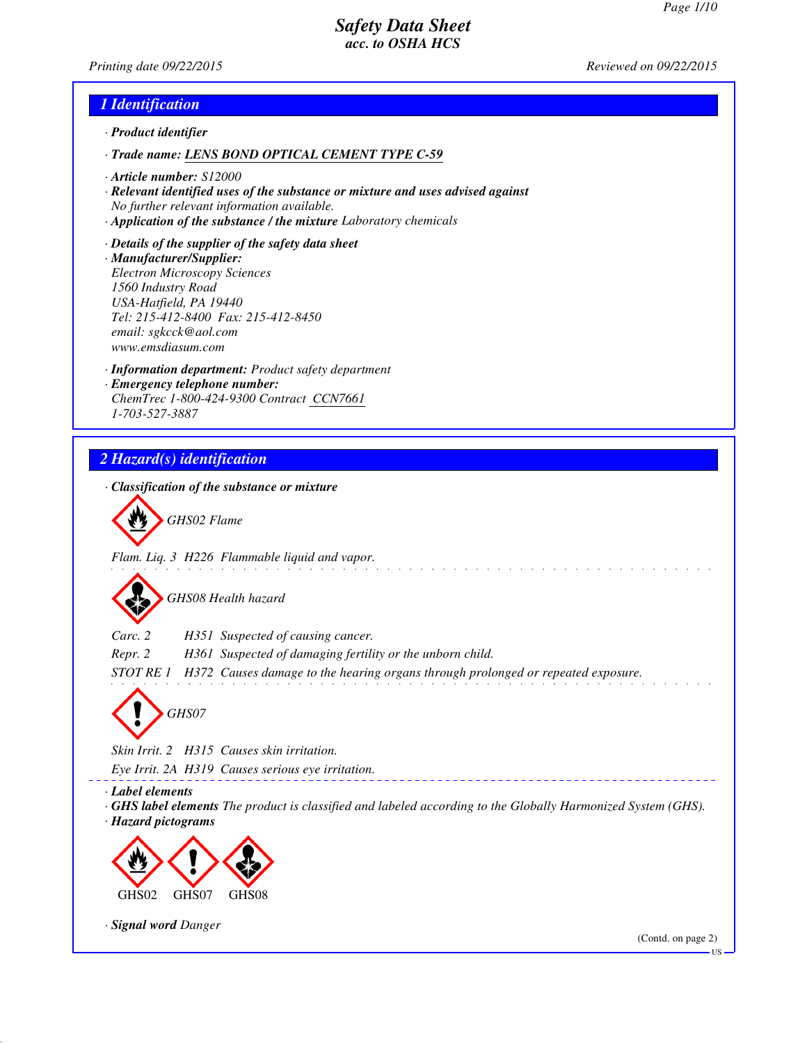# Safety Data Sheet
## acc. to OSHA HCS

Printing date 09/22/2015 Reviewed on 09/22/2015

## 1 Identification

· **Product identifier**

· **Trade name:** LENS BOND OPTICAL CEMENT TYPE C-59

· **Article number:** S12000

· **Relevant identified uses of the substance or mixture and uses advised against**
No further relevant information available.

· **Application of the substance / the mixture** Laboratory chemicals

· **Details of the supplier of the safety data sheet**

· **Manufacturer/Supplier:**
Electron Microscopy Sciences
1560 Industry Road
USA-Hatfield, PA 19440
Tel: 215-412-8400 Fax: 215-412-8450
email: sgkcck@aol.com
www.emsdiasum.com

· **Information department:** Product safety department

· **Emergency telephone number:**
ChemTrec 1-800-424-9300 Contract CCN7661
1-703-527-3887

## 2 Hazard(s) identification

· **Classification of the substance or mixture**

GHS02 Flame

Flam. Liq. 3 H226 Flammable liquid and vapor.

GHS08 Health hazard

Carc. 2 H351 Suspected of causing cancer.
Repr. 2 H361 Suspected of damaging fertility or the unborn child.
STOT RE 1 H372 Causes damage to the hearing organs through prolonged or repeated exposure.

GHS07

Skin Irrit. 2 H315 Causes skin irritation.
Eye Irrit. 2A H319 Causes serious eye irritation.

· **Label elements**

· **GHS label elements** The product is classified and labeled according to the Globally Harmonized System (GHS).

· **Hazard pictograms**

GHS02 GHS07 GHS08

· **Signal word** Danger

(Contd. on page 2)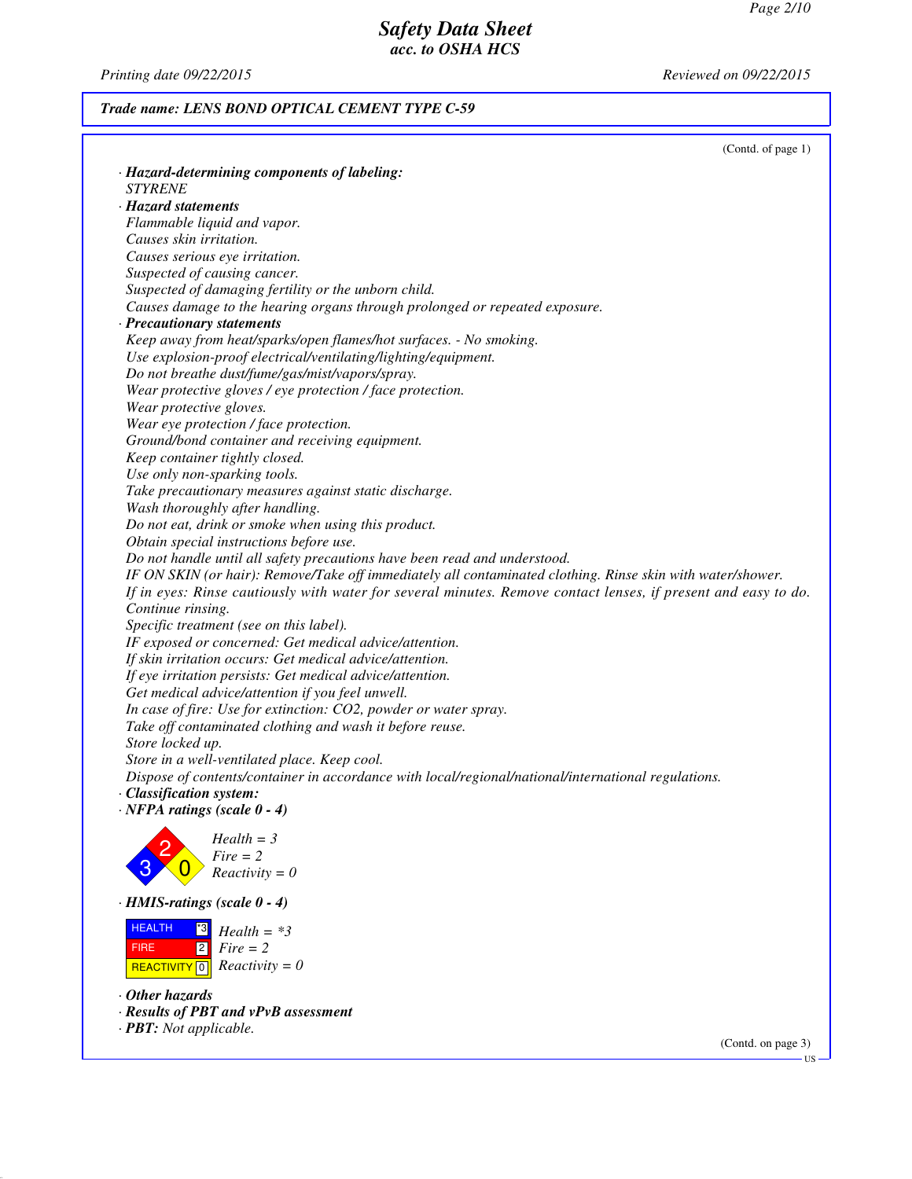**Trade name: LENS BOND OPTICAL CEMENT TYPE C-59**

(Contd. of page 1)

· **Hazard-determining components of labeling:**
STYRENE

· **Hazard statements**
Flammable liquid and vapor.
Causes skin irritation.
Causes serious eye irritation.
Suspected of causing cancer.
Suspected of damaging fertility or the unborn child.
Causes damage to the hearing organs through prolonged or repeated exposure.

· **Precautionary statements**
Keep away from heat/sparks/open flames/hot surfaces. - No smoking.
Use explosion-proof electrical/ventilating/lighting/equipment.
Do not breathe dust/fume/gas/mist/vapors/spray.
Wear protective gloves / eye protection / face protection.
Wear protective gloves.
Wear eye protection / face protection.
Ground/bond container and receiving equipment.
Keep container tightly closed.
Use only non-sparking tools.
Take precautionary measures against static discharge.
Wash thoroughly after handling.
Do not eat, drink or smoke when using this product.
Obtain special instructions before use.
Do not handle until all safety precautions have been read and understood.
IF ON SKIN (or hair): Remove/Take off immediately all contaminated clothing. Rinse skin with water/shower.
If in eyes: Rinse cautiously with water for several minutes. Remove contact lenses, if present and easy to do. Continue rinsing.
Specific treatment (see on this label).
IF exposed or concerned: Get medical advice/attention.
If skin irritation occurs: Get medical advice/attention.
If eye irritation persists: Get medical advice/attention.
Get medical advice/attention if you feel unwell.
In case of fire: Use for extinction: $CO_2$, powder or water spray.
Take off contaminated clothing and wash it before reuse.
Store locked up.
Store in a well-ventilated place. Keep cool.
Dispose of contents/container in accordance with local/regional/national/international regulations.

· **Classification system:**

· **NFPA ratings (scale 0 - 4)**

Health = 3
Fire = 2
Reactivity = 0

· **HMIS-ratings (scale 0 - 4)**

| | | |
|---|---|---|
| HEALTH | *3 | Health = *3 |
| FIRE | 2 | Fire = 2 |
| REACTIVITY | 0 | Reactivity = 0 |

· **Other hazards**

· **Results of PBT and vPvB assessment**

· **PBT:** Not applicable.

(Contd. on page 3)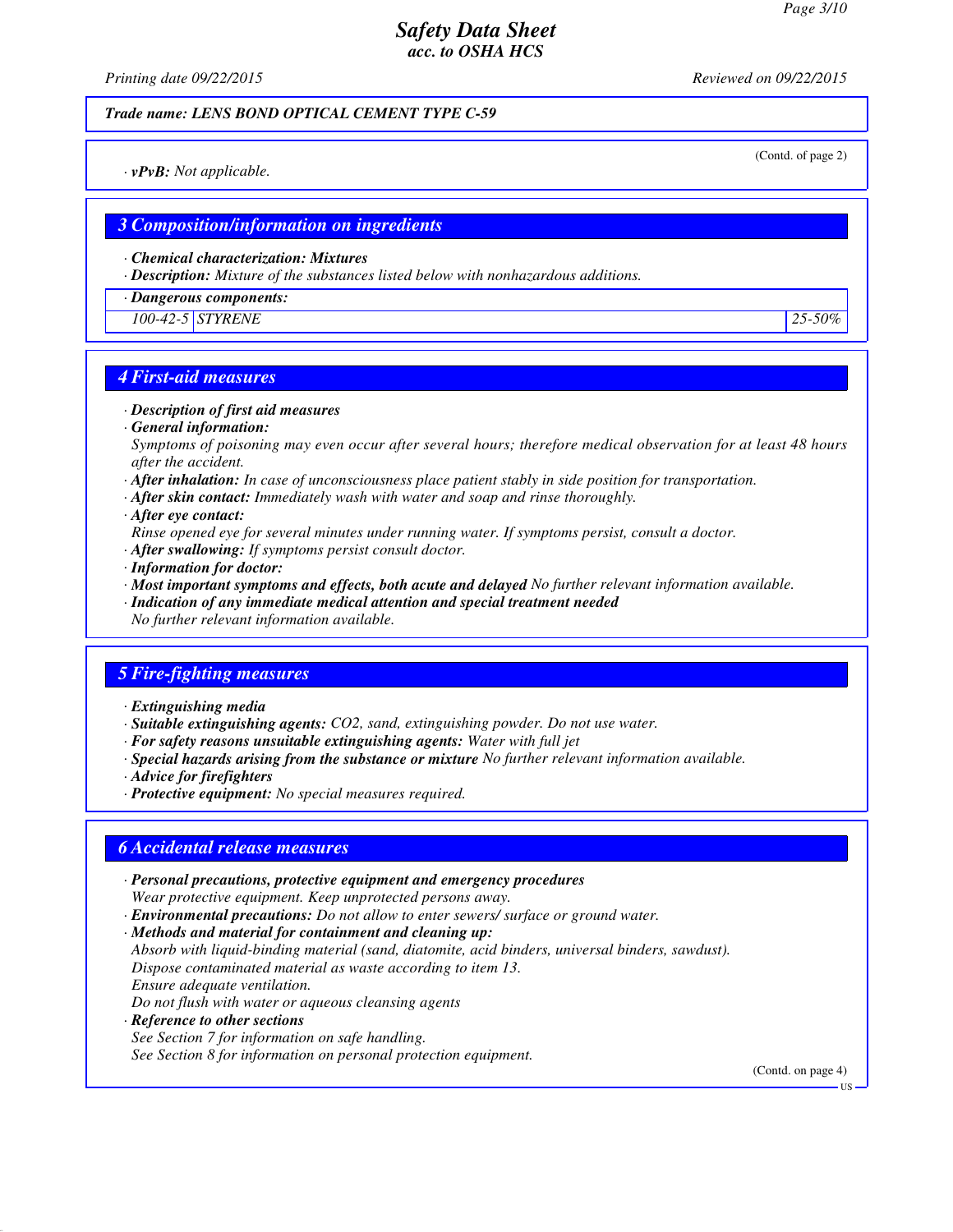*Safety Data Sheet*
*acc. to OSHA HCS*

*Printing date 09/22/2015* *Reviewed on 09/22/2015*

***Trade name: LENS BOND OPTICAL CEMENT TYPE C-59***

(Contd. of page 2)

· ***vPvB:*** *Not applicable.*

## *3 Composition/information on ingredients*

· ***Chemical characterization: Mixtures***
· ***Description:*** *Mixture of the substances listed below with nonhazardous additions.*

| · *Dangerous components:* | | |
|---|---|---|
| *100-42-5* | *STYRENE* | *25-50%* |

## *4 First-aid measures*

· ***Description of first aid measures***
· ***General information:***
*Symptoms of poisoning may even occur after several hours; therefore medical observation for at least 48 hours after the accident.*
· ***After inhalation:*** *In case of unconsciousness place patient stably in side position for transportation.*
· ***After skin contact:*** *Immediately wash with water and soap and rinse thoroughly.*
· ***After eye contact:***
*Rinse opened eye for several minutes under running water. If symptoms persist, consult a doctor.*
· ***After swallowing:*** *If symptoms persist consult doctor.*
· ***Information for doctor:***
· ***Most important symptoms and effects, both acute and delayed*** *No further relevant information available.*
· ***Indication of any immediate medical attention and special treatment needed***
*No further relevant information available.*

## *5 Fire-fighting measures*

· ***Extinguishing media***
· ***Suitable extinguishing agents:*** *CO2, sand, extinguishing powder. Do not use water.*
· ***For safety reasons unsuitable extinguishing agents:*** *Water with full jet*
· ***Special hazards arising from the substance or mixture*** *No further relevant information available.*
· ***Advice for firefighters***
· ***Protective equipment:*** *No special measures required.*

## *6 Accidental release measures*

· ***Personal precautions, protective equipment and emergency procedures***
*Wear protective equipment. Keep unprotected persons away.*
· ***Environmental precautions:*** *Do not allow to enter sewers/ surface or ground water.*
· ***Methods and material for containment and cleaning up:***
*Absorb with liquid-binding material (sand, diatomite, acid binders, universal binders, sawdust).*
*Dispose contaminated material as waste according to item 13.*
*Ensure adequate ventilation.*
*Do not flush with water or aqueous cleansing agents*
· ***Reference to other sections***
*See Section 7 for information on safe handling.*
*See Section 8 for information on personal protection equipment.*

(Contd. on page 4)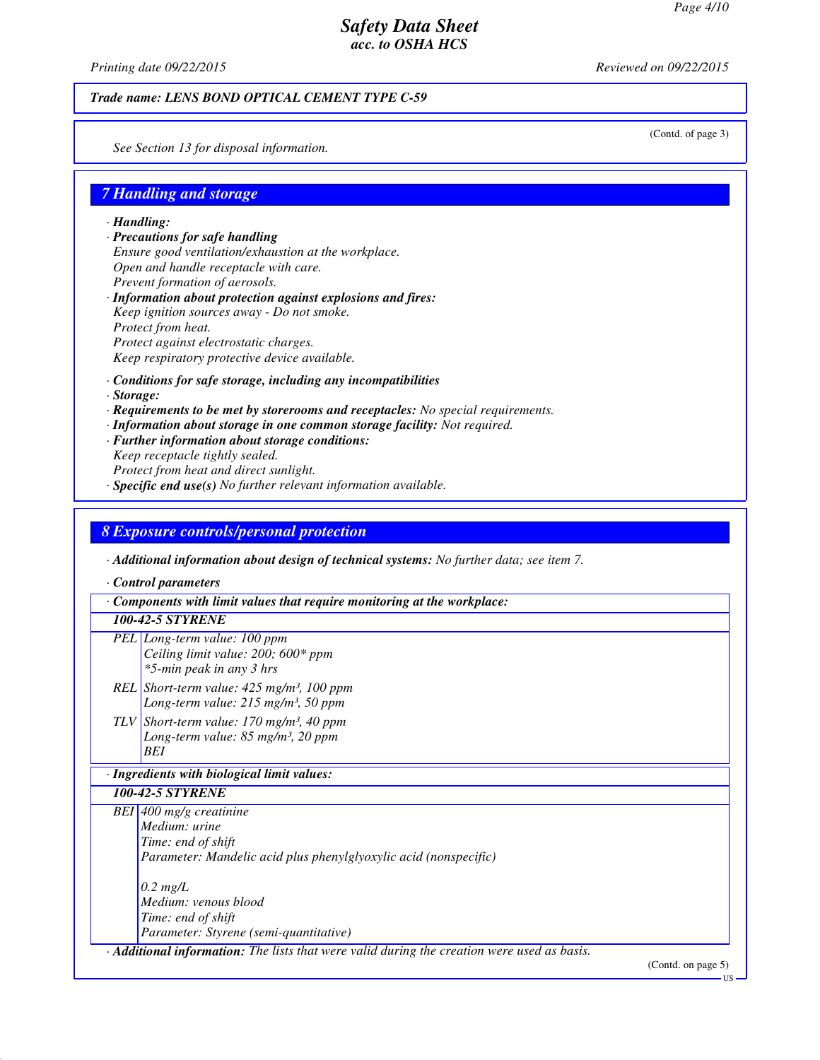*Trade name: LENS BOND OPTICAL CEMENT TYPE C-59*

(Contd. of page 3)

See Section 13 for disposal information.

## 7 Handling and storage

· **Handling:**
· **Precautions for safe handling**
Ensure good ventilation/exhaustion at the workplace.
Open and handle receptacle with care.
Prevent formation of aerosols.
· **Information about protection against explosions and fires:**
Keep ignition sources away - Do not smoke.
Protect from heat.
Protect against electrostatic charges.
Keep respiratory protective device available.

· **Conditions for safe storage, including any incompatibilities**
· **Storage:**
· **Requirements to be met by storerooms and receptacles:** No special requirements.
· **Information about storage in one common storage facility:** Not required.
· **Further information about storage conditions:**
Keep receptacle tightly sealed.
Protect from heat and direct sunlight.
· **Specific end use(s)** No further relevant information available.

## 8 Exposure controls/personal protection

· **Additional information about design of technical systems:** No further data; see item 7.

· **Control parameters**

| · Components with limit values that require monitoring at the workplace: | |
|---|---|
| **100-42-5 STYRENE** | |
| PEL | Long-term value: 100 ppm<br>Ceiling limit value: 200; 600* ppm<br>*5-min peak in any 3 hrs |
| REL | Short-term value: 425 mg/m³, 100 ppm<br>Long-term value: 215 mg/m³, 50 ppm |
| TLV | Short-term value: 170 mg/m³, 40 ppm<br>Long-term value: 85 mg/m³, 20 ppm<br>BEI |

| · Ingredients with biological limit values: | |
|---|---|
| **100-42-5 STYRENE** | |
| BEI | 400 mg/g creatinine<br>Medium: urine<br>Time: end of shift<br>Parameter: Mandelic acid plus phenylglyoxylic acid (nonspecific)<br><br>0.2 mg/L<br>Medium: venous blood<br>Time: end of shift<br>Parameter: Styrene (semi-quantitative) |

· **Additional information:** The lists that were valid during the creation were used as basis.

(Contd. on page 5)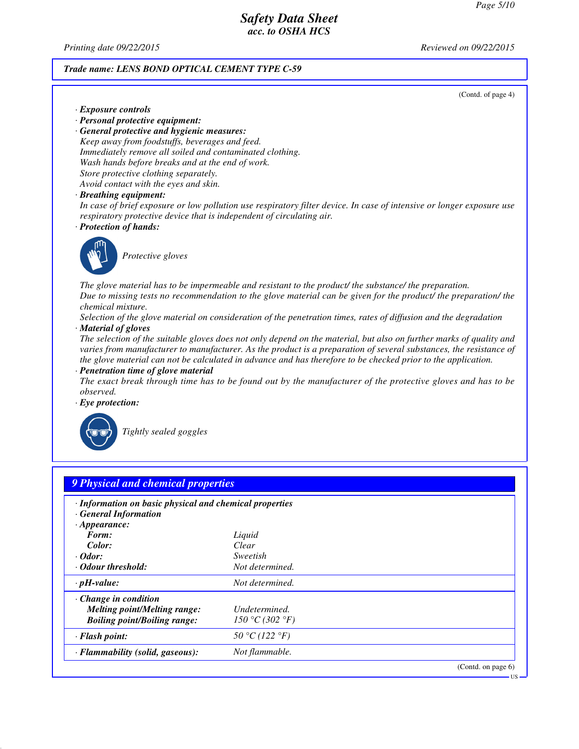**Trade name: LENS BOND OPTICAL CEMENT TYPE C-59**

(Contd. of page 4)

· **Exposure controls**
· **Personal protective equipment:**
· **General protective and hygienic measures:**
Keep away from foodstuffs, beverages and feed.
Immediately remove all soiled and contaminated clothing.
Wash hands before breaks and at the end of work.
Store protective clothing separately.
Avoid contact with the eyes and skin.
· **Breathing equipment:**
In case of brief exposure or low pollution use respiratory filter device. In case of intensive or longer exposure use respiratory protective device that is independent of circulating air.
· **Protection of hands:**

Protective gloves

The glove material has to be impermeable and resistant to the product/ the substance/ the preparation.
Due to missing tests no recommendation to the glove material can be given for the product/ the preparation/ the chemical mixture.
Selection of the glove material on consideration of the penetration times, rates of diffusion and the degradation
· **Material of gloves**
The selection of the suitable gloves does not only depend on the material, but also on further marks of quality and varies from manufacturer to manufacturer. As the product is a preparation of several substances, the resistance of the glove material can not be calculated in advance and has therefore to be checked prior to the application.
· **Penetration time of glove material**
The exact break through time has to be found out by the manufacturer of the protective gloves and has to be observed.
· **Eye protection:**

Tightly sealed goggles

## 9 Physical and chemical properties

· **Information on basic physical and chemical properties**
· **General Information**
· **Appearance:**

| | |
|---|---|
| **Form:** | Liquid |
| **Color:** | Clear |
| · **Odor:** | Sweetish |
| · **Odour threshold:** | Not determined. |
| · **pH-value:** | Not determined. |
| · **Change in condition** | |
| **Melting point/Melting range:** | Undetermined. |
| **Boiling point/Boiling range:** | 150 °C (302 °F) |
| · **Flash point:** | 50 °C (122 °F) |
| · **Flammability (solid, gaseous):** | Not flammable. |

(Contd. on page 6)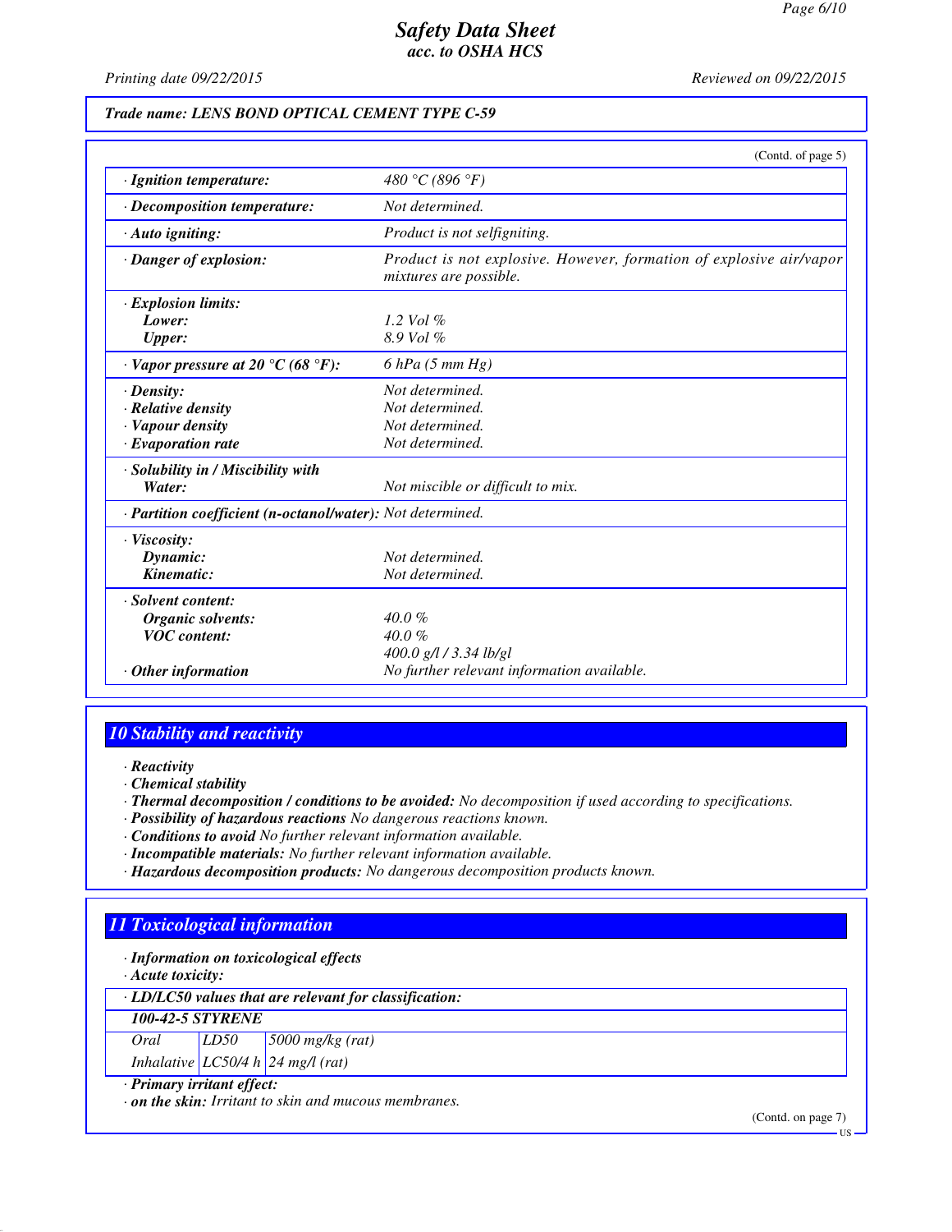*Trade name: LENS BOND OPTICAL CEMENT TYPE C-59*

(Contd. of page 5)

| | |
|---|---|
| · **Ignition temperature:** | 480 °C (896 °F) |
| · **Decomposition temperature:** | Not determined. |
| · **Auto igniting:** | Product is not selfigniting. |
| · **Danger of explosion:** | Product is not explosive. However, formation of explosive air/vapor mixtures are possible. |
| · **Explosion limits:** | |
| **Lower:** | 1.2 Vol % |
| **Upper:** | 8.9 Vol % |
| · **Vapor pressure at 20 °C (68 °F):** | 6 hPa (5 mm Hg) |
| · **Density:** | Not determined. |
| · **Relative density** | Not determined. |
| · **Vapour density** | Not determined. |
| · **Evaporation rate** | Not determined. |
| · **Solubility in / Miscibility with** | |
| **Water:** | Not miscible or difficult to mix. |
| · **Partition coefficient (n-octanol/water):** | Not determined. |
| · **Viscosity:** | |
| **Dynamic:** | Not determined. |
| **Kinematic:** | Not determined. |
| · **Solvent content:** | |
| **Organic solvents:** | 40.0 % |
| **VOC content:** | 40.0 % |
| | 400.0 g/l / 3.34 lb/gl |
| · **Other information** | No further relevant information available. |

## 10 Stability and reactivity

· **Reactivity**
· **Chemical stability**
· **Thermal decomposition / conditions to be avoided:** No decomposition if used according to specifications.
· **Possibility of hazardous reactions** No dangerous reactions known.
· **Conditions to avoid** No further relevant information available.
· **Incompatible materials:** No further relevant information available.
· **Hazardous decomposition products:** No dangerous decomposition products known.

## 11 Toxicological information

· **Information on toxicological effects**
· **Acute toxicity:**

· **LD/LC50 values that are relevant for classification:**

| **100-42-5 STYRENE** | | |
|---|---|---|
| Oral | LD50 | 5000 mg/kg (rat) |
| Inhalative | LC50/4 h | 24 mg/l (rat) |

· **Primary irritant effect:**
· **on the skin:** Irritant to skin and mucous membranes.

(Contd. on page 7)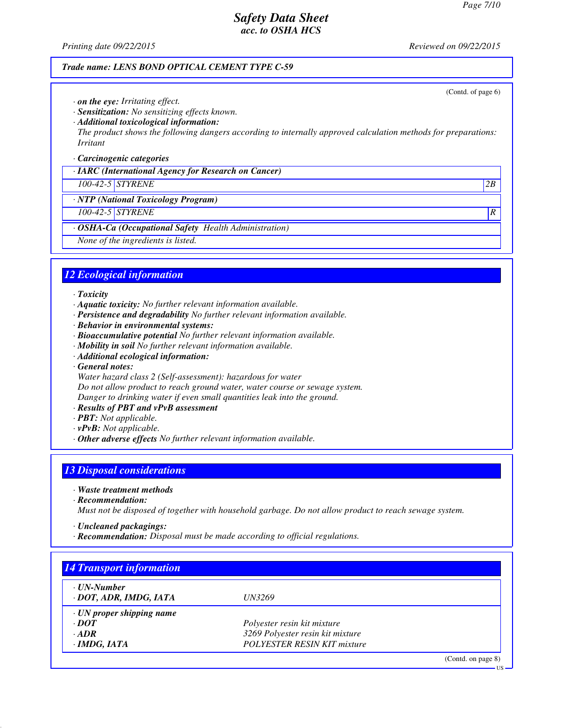**Trade name: LENS BOND OPTICAL CEMENT TYPE C-59**

(Contd. of page 6)

· **on the eye:** Irritating effect.
· **Sensitization:** No sensitizing effects known.
· **Additional toxicological information:**
The product shows the following dangers according to internally approved calculation methods for preparations:
Irritant

· **Carcinogenic categories**

| · IARC (International Agency for Research on Cancer) | | |
|---|---|---|
| 100-42-5 | STYRENE | 2B |

| · NTP (National Toxicology Program) | | |
|---|---|---|
| 100-42-5 | STYRENE | R |

| · OSHA-Ca (Occupational Safety Health Administration) |
|---|
| None of the ingredients is listed. |

## 12 Ecological information

· **Toxicity**
· **Aquatic toxicity:** No further relevant information available.
· **Persistence and degradability** No further relevant information available.
· **Behavior in environmental systems:**
· **Bioaccumulative potential** No further relevant information available.
· **Mobility in soil** No further relevant information available.
· **Additional ecological information:**
· **General notes:**
Water hazard class 2 (Self-assessment): hazardous for water
Do not allow product to reach ground water, water course or sewage system.
Danger to drinking water if even small quantities leak into the ground.
· **Results of PBT and vPvB assessment**
· **PBT:** Not applicable.
· **vPvB:** Not applicable.
· **Other adverse effects** No further relevant information available.

## 13 Disposal considerations

· **Waste treatment methods**
· **Recommendation:**
Must not be disposed of together with household garbage. Do not allow product to reach sewage system.

· **Uncleaned packagings:**
· **Recommendation:** Disposal must be made according to official regulations.

## 14 Transport information

| | |
|---|---|
| · **UN-Number**<br>· **DOT, ADR, IMDG, IATA** | UN3269 |
| · **UN proper shipping name**<br>· **DOT**<br>· **ADR**<br>· **IMDG, IATA** | <br>Polyester resin kit mixture<br>3269 Polyester resin kit mixture<br>POLYESTER RESIN KIT mixture |

(Contd. on page 8)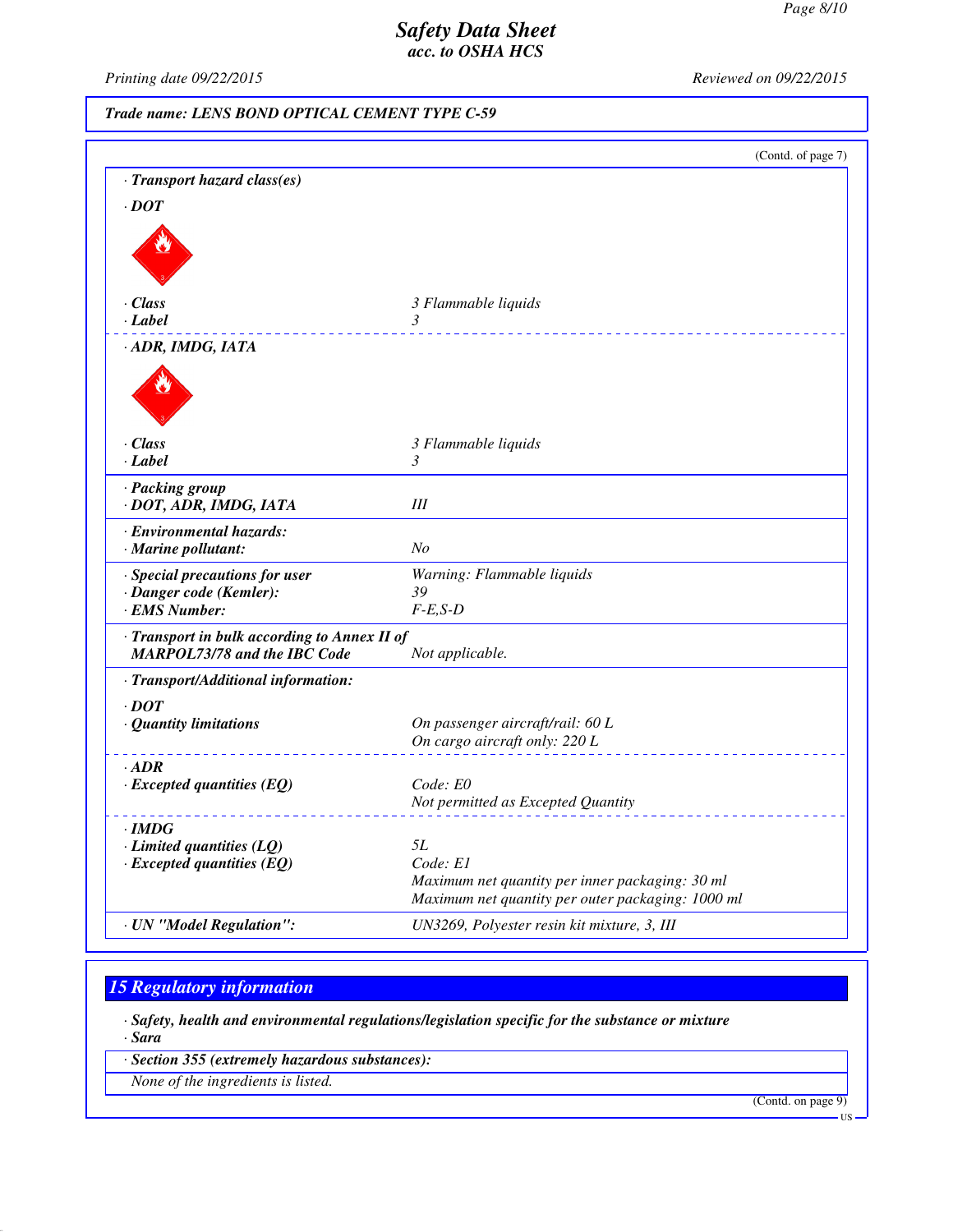Trade name: LENS BOND OPTICAL CEMENT TYPE C-59

(Contd. of page 7)

· **Transport hazard class(es)**

· **DOT**

| | |
|---|---|
| · **Class** | 3 Flammable liquids |
| · **Label** | 3 |

· **ADR, IMDG, IATA**

| | |
|---|---|
| · **Class** | 3 Flammable liquids |
| · **Label** | 3 |
| · **Packing group** | |
| · **DOT, ADR, IMDG, IATA** | III |
| · **Environmental hazards:** | |
| · **Marine pollutant:** | No |
| · **Special precautions for user** | Warning: Flammable liquids |
| · **Danger code (Kemler):** | 39 |
| · **EMS Number:** | F-E,S-D |
| · **Transport in bulk according to Annex II of MARPOL73/78 and the IBC Code** | Not applicable. |

· **Transport/Additional information:**

| | |
|---|---|
| · **DOT** | |
| · **Quantity limitations** | On passenger aircraft/rail: 60 L<br>On cargo aircraft only: 220 L |
| · **ADR** | |
| · **Excepted quantities (EQ)** | Code: E0<br>Not permitted as Excepted Quantity |
| · **IMDG** | |
| · **Limited quantities (LQ)** | 5L |
| · **Excepted quantities (EQ)** | Code: E1<br>Maximum net quantity per inner packaging: 30 ml<br>Maximum net quantity per outer packaging: 1000 ml |
| · **UN "Model Regulation":** | UN3269, Polyester resin kit mixture, 3, III |

## 15 Regulatory information

· **Safety, health and environmental regulations/legislation specific for the substance or mixture**

· **Sara**

· **Section 355 (extremely hazardous substances):**

None of the ingredients is listed.

(Contd. on page 9)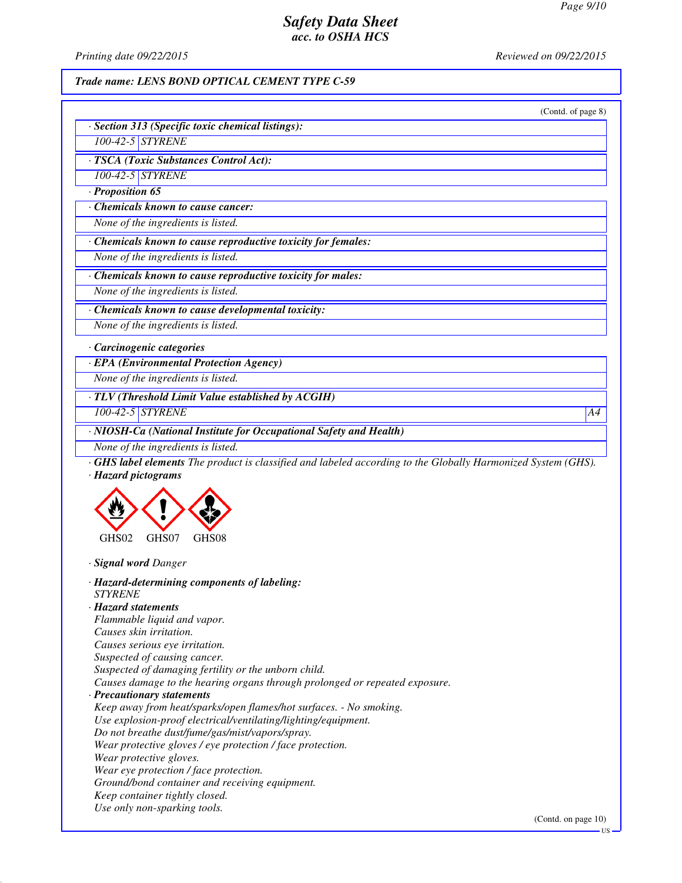*Safety Data Sheet*
*acc. to OSHA HCS*

Printing date 09/22/2015 Reviewed on 09/22/2015

**Trade name: LENS BOND OPTICAL CEMENT TYPE C-59**

(Contd. of page 8)

· **Section 313 (Specific toxic chemical listings):**

| | |
|---|---|
| 100-42-5 | STYRENE |

· **TSCA (Toxic Substances Control Act):**

| | |
|---|---|
| 100-42-5 | STYRENE |

· **Proposition 65**

· **Chemicals known to cause cancer:**

None of the ingredients is listed.

· **Chemicals known to cause reproductive toxicity for females:**

None of the ingredients is listed.

· **Chemicals known to cause reproductive toxicity for males:**

None of the ingredients is listed.

· **Chemicals known to cause developmental toxicity:**

None of the ingredients is listed.

· **Carcinogenic categories**

· **EPA (Environmental Protection Agency)**

None of the ingredients is listed.

· **TLV (Threshold Limit Value established by ACGIH)**

| | | |
|---|---|---|
| 100-42-5 | STYRENE | A4 |

· **NIOSH-Ca (National Institute for Occupational Safety and Health)**

None of the ingredients is listed.

· **GHS label elements** The product is classified and labeled according to the Globally Harmonized System (GHS).

· **Hazard pictograms**

GHS02 GHS07 GHS08

· **Signal word** Danger

· **Hazard-determining components of labeling:**
STYRENE

· **Hazard statements**
Flammable liquid and vapor.
Causes skin irritation.
Causes serious eye irritation.
Suspected of causing cancer.
Suspected of damaging fertility or the unborn child.
Causes damage to the hearing organs through prolonged or repeated exposure.

· **Precautionary statements**
Keep away from heat/sparks/open flames/hot surfaces. - No smoking.
Use explosion-proof electrical/ventilating/lighting/equipment.
Do not breathe dust/fume/gas/mist/vapors/spray.
Wear protective gloves / eye protection / face protection.
Wear protective gloves.
Wear eye protection / face protection.
Ground/bond container and receiving equipment.
Keep container tightly closed.
Use only non-sparking tools.

(Contd. on page 10)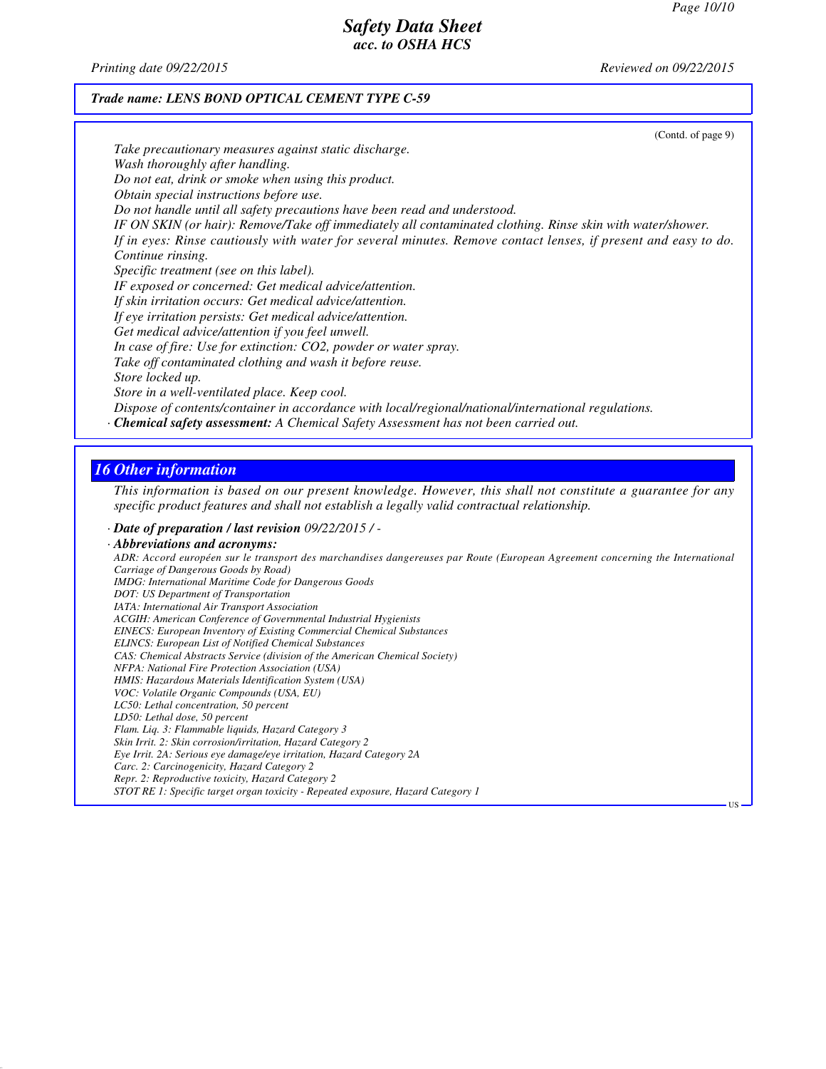*(Contd. of page 9)*

*Take precautionary measures against static discharge.*
*Wash thoroughly after handling.*
*Do not eat, drink or smoke when using this product.*
*Obtain special instructions before use.*
*Do not handle until all safety precautions have been read and understood.*
*IF ON SKIN (or hair): Remove/Take off immediately all contaminated clothing. Rinse skin with water/shower.*
*If in eyes: Rinse cautiously with water for several minutes. Remove contact lenses, if present and easy to do. Continue rinsing.*
*Specific treatment (see on this label).*
*IF exposed or concerned: Get medical advice/attention.*
*If skin irritation occurs: Get medical advice/attention.*
*If eye irritation persists: Get medical advice/attention.*
*Get medical advice/attention if you feel unwell.*
*In case of fire: Use for extinction: CO2, powder or water spray.*
*Take off contaminated clothing and wash it before reuse.*
*Store locked up.*
*Store in a well-ventilated place. Keep cool.*
*Dispose of contents/container in accordance with local/regional/national/international regulations.*

· ***Chemical safety assessment:*** *A Chemical Safety Assessment has not been carried out.*

## 16 Other information

*This information is based on our present knowledge. However, this shall not constitute a guarantee for any specific product features and shall not establish a legally valid contractual relationship.*

· ***Date of preparation / last revision*** *09/22/2015 / -*

· ***Abbreviations and acronyms:***

*ADR: Accord européen sur le transport des marchandises dangereuses par Route (European Agreement concerning the International Carriage of Dangerous Goods by Road)*
*IMDG: International Maritime Code for Dangerous Goods*
*DOT: US Department of Transportation*
*IATA: International Air Transport Association*
*ACGIH: American Conference of Governmental Industrial Hygienists*
*EINECS: European Inventory of Existing Commercial Chemical Substances*
*ELINCS: European List of Notified Chemical Substances*
*CAS: Chemical Abstracts Service (division of the American Chemical Society)*
*NFPA: National Fire Protection Association (USA)*
*HMIS: Hazardous Materials Identification System (USA)*
*VOC: Volatile Organic Compounds (USA, EU)*
*LC50: Lethal concentration, 50 percent*
*LD50: Lethal dose, 50 percent*
*Flam. Liq. 3: Flammable liquids, Hazard Category 3*
*Skin Irrit. 2: Skin corrosion/irritation, Hazard Category 2*
*Eye Irrit. 2A: Serious eye damage/eye irritation, Hazard Category 2A*
*Carc. 2: Carcinogenicity, Hazard Category 2*
*Repr. 2: Reproductive toxicity, Hazard Category 2*
*STOT RE 1: Specific target organ toxicity - Repeated exposure, Hazard Category 1*